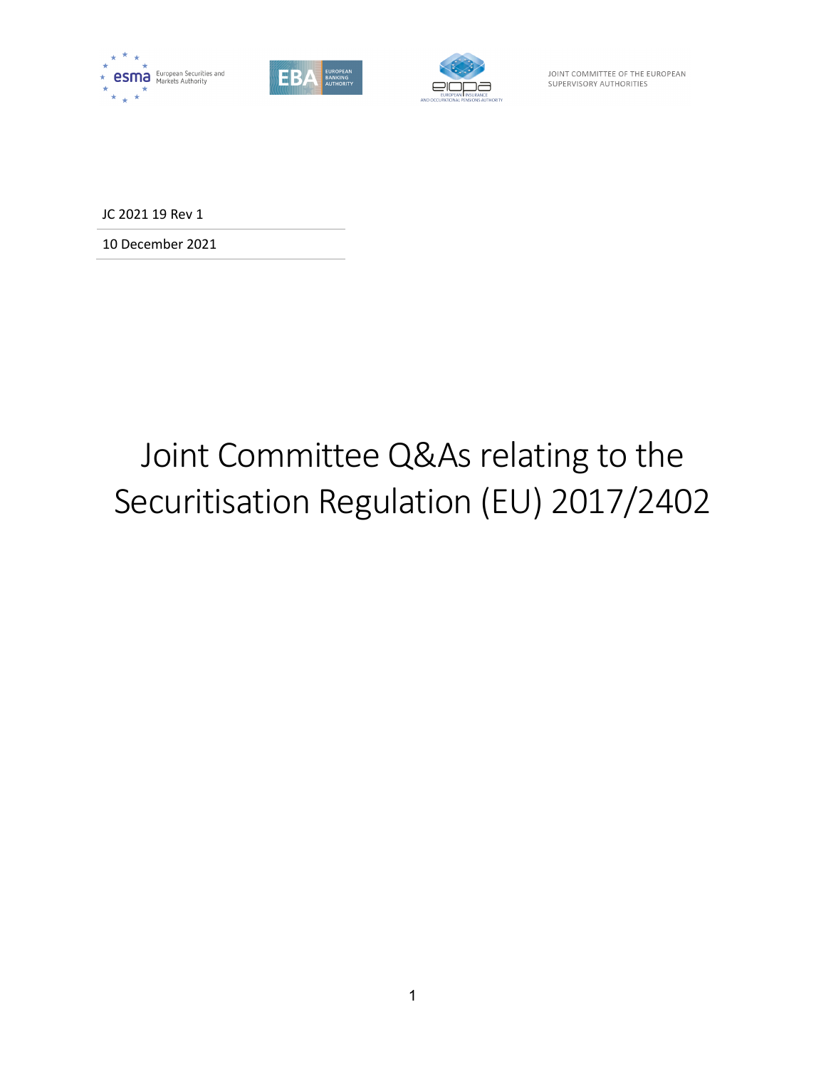European Securities and Markets Authority

EUROPEAN BANKING AUTHORITY

EUROPEAN INSURANCE AND OCCUPATIONAL PENSIONS AUTHORITY

JOINT COMMITTEE OF THE EUROPEAN SUPERVISORY AUTHORITIES

JC 2021 19 Rev 1

10 December 2021

# Joint Committee Q&As relating to the Securitisation Regulation (EU) 2017/2402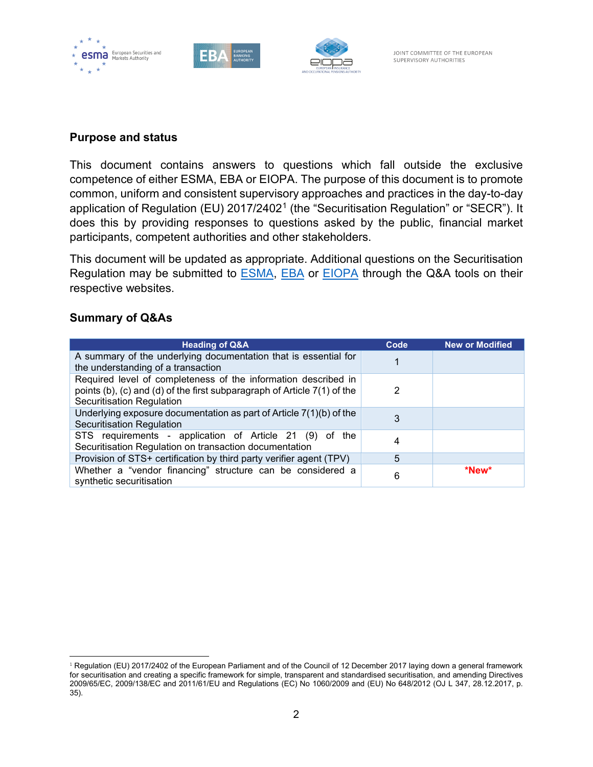### Purpose and status

This document contains answers to questions which fall outside the exclusive competence of either ESMA, EBA or EIOPA. The purpose of this document is to promote common, uniform and consistent supervisory approaches and practices in the day-to-day application of Regulation (EU) 2017/2402[1] (the "Securitisation Regulation" or "SECR"). It does this by providing responses to questions asked by the public, financial market participants, competent authorities and other stakeholders.

This document will be updated as appropriate. Additional questions on the Securitisation Regulation may be submitted to ESMA, EBA or EIOPA through the Q&A tools on their respective websites.

### Summary of Q&As

| Heading of Q&A | Code | New or Modified |
|---|---|---|
| A summary of the underlying documentation that is essential for the understanding of a transaction | 1 | |
| Required level of completeness of the information described in points (b), (c) and (d) of the first subparagraph of Article 7(1) of the Securitisation Regulation | 2 | |
| Underlying exposure documentation as part of Article 7(1)(b) of the Securitisation Regulation | 3 | |
| STS requirements - application of Article 21 (9) of the Securitisation Regulation on transaction documentation | 4 | |
| Provision of STS+ certification by third party verifier agent (TPV) | 5 | |
| Whether a "vendor financing" structure can be considered a synthetic securitisation | 6 | *New* |

[1] Regulation (EU) 2017/2402 of the European Parliament and of the Council of 12 December 2017 laying down a general framework for securitisation and creating a specific framework for simple, transparent and standardised securitisation, and amending Directives 2009/65/EC, 2009/138/EC and 2011/61/EU and Regulations (EC) No 1060/2009 and (EU) No 648/2012 (OJ L 347, 28.12.2017, p. 35).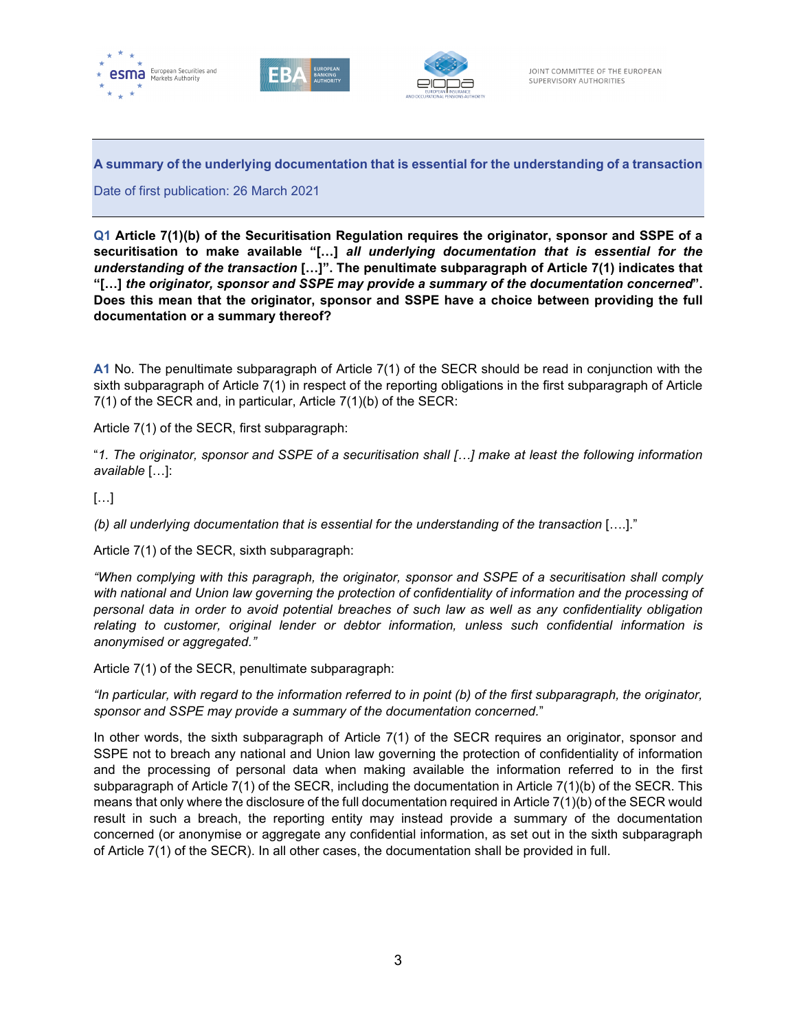**A summary of the underlying documentation that is essential for the understanding of a transaction**

Date of first publication: 26 March 2021

**Q1 Article 7(1)(b) of the Securitisation Regulation requires the originator, sponsor and SSPE of a securitisation to make available "[…]** ***all underlying documentation that is essential for the understanding of the transaction*** **[…]". The penultimate subparagraph of Article 7(1) indicates that "[…]** ***the originator, sponsor and SSPE may provide a summary of the documentation concerned*****". Does this mean that the originator, sponsor and SSPE have a choice between providing the full documentation or a summary thereof?**

**A1** No. The penultimate subparagraph of Article 7(1) of the SECR should be read in conjunction with the sixth subparagraph of Article 7(1) in respect of the reporting obligations in the first subparagraph of Article 7(1) of the SECR and, in particular, Article 7(1)(b) of the SECR:

Article 7(1) of the SECR, first subparagraph:

"*1. The originator, sponsor and SSPE of a securitisation shall […] make at least the following information available* […]:

[…]

*(b) all underlying documentation that is essential for the understanding of the transaction* [….]."

Article 7(1) of the SECR, sixth subparagraph:

*"When complying with this paragraph, the originator, sponsor and SSPE of a securitisation shall comply with national and Union law governing the protection of confidentiality of information and the processing of personal data in order to avoid potential breaches of such law as well as any confidentiality obligation relating to customer, original lender or debtor information, unless such confidential information is anonymised or aggregated."*

Article 7(1) of the SECR, penultimate subparagraph:

*"In particular, with regard to the information referred to in point (b) of the first subparagraph, the originator, sponsor and SSPE may provide a summary of the documentation concerned.*"

In other words, the sixth subparagraph of Article 7(1) of the SECR requires an originator, sponsor and SSPE not to breach any national and Union law governing the protection of confidentiality of information and the processing of personal data when making available the information referred to in the first subparagraph of Article 7(1) of the SECR, including the documentation in Article 7(1)(b) of the SECR. This means that only where the disclosure of the full documentation required in Article 7(1)(b) of the SECR would result in such a breach, the reporting entity may instead provide a summary of the documentation concerned (or anonymise or aggregate any confidential information, as set out in the sixth subparagraph of Article 7(1) of the SECR). In all other cases, the documentation shall be provided in full.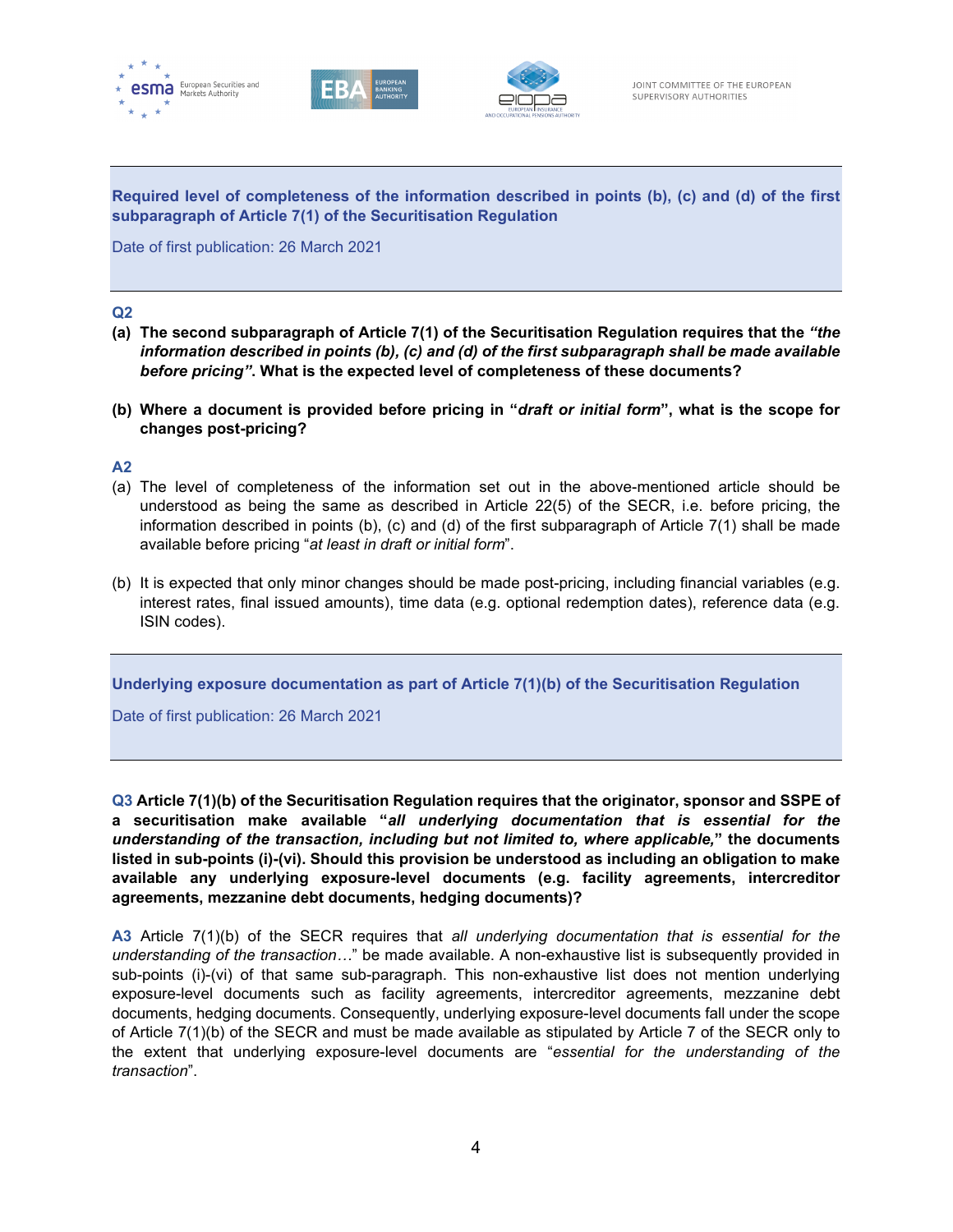## Required level of completeness of the information described in points (b), (c) and (d) of the first subparagraph of Article 7(1) of the Securitisation Regulation

Date of first publication: 26 March 2021

**Q2**

**(a) The second subparagraph of Article 7(1) of the Securitisation Regulation requires that the *"the information described in points (b), (c) and (d) of the first subparagraph shall be made available before pricing"*. What is the expected level of completeness of these documents?**

**(b) Where a document is provided before pricing in "*draft or initial form*", what is the scope for changes post-pricing?**

**A2**

(a) The level of completeness of the information set out in the above-mentioned article should be understood as being the same as described in Article 22(5) of the SECR, i.e. before pricing, the information described in points (b), (c) and (d) of the first subparagraph of Article 7(1) shall be made available before pricing "*at least in draft or initial form*".

(b) It is expected that only minor changes should be made post-pricing, including financial variables (e.g. interest rates, final issued amounts), time data (e.g. optional redemption dates), reference data (e.g. ISIN codes).

## Underlying exposure documentation as part of Article 7(1)(b) of the Securitisation Regulation

Date of first publication: 26 March 2021

**Q3 Article 7(1)(b) of the Securitisation Regulation requires that the originator, sponsor and SSPE of a securitisation make available "*all underlying documentation that is essential for the understanding of the transaction, including but not limited to, where applicable,*" the documents listed in sub-points (i)-(vi). Should this provision be understood as including an obligation to make available any underlying exposure-level documents (e.g. facility agreements, intercreditor agreements, mezzanine debt documents, hedging documents)?**

**A3** Article 7(1)(b) of the SECR requires that *all underlying documentation that is essential for the understanding of the transaction…*" be made available. A non-exhaustive list is subsequently provided in sub-points (i)-(vi) of that same sub-paragraph. This non-exhaustive list does not mention underlying exposure-level documents such as facility agreements, intercreditor agreements, mezzanine debt documents, hedging documents. Consequently, underlying exposure-level documents fall under the scope of Article 7(1)(b) of the SECR and must be made available as stipulated by Article 7 of the SECR only to the extent that underlying exposure-level documents are "*essential for the understanding of the transaction*".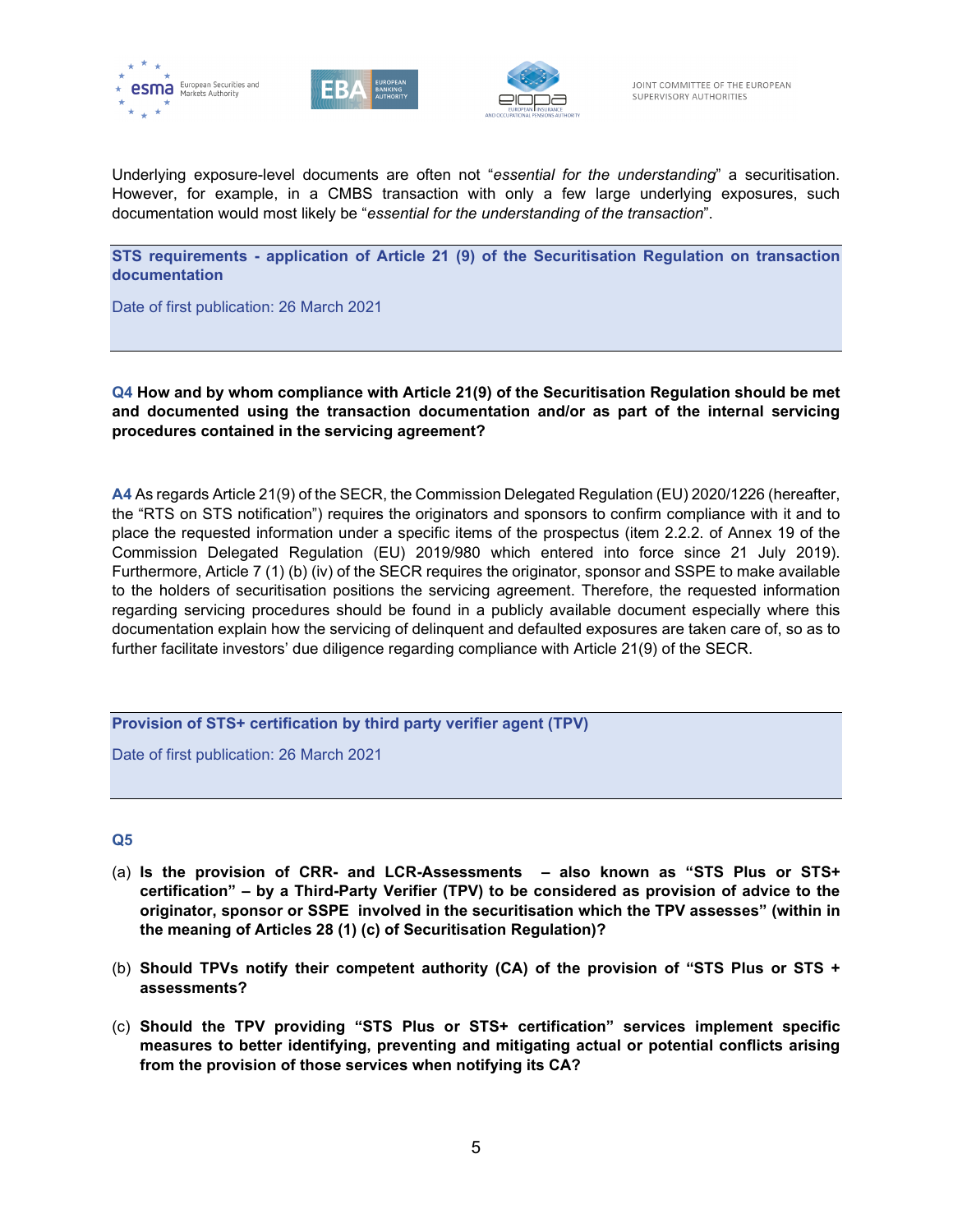Underlying exposure-level documents are often not "*essential for the understanding*" a securitisation. However, for example, in a CMBS transaction with only a few large underlying exposures, such documentation would most likely be "*essential for the understanding of the transaction*".

### STS requirements - application of Article 21 (9) of the Securitisation Regulation on transaction documentation

Date of first publication: 26 March 2021

**Q4 How and by whom compliance with Article 21(9) of the Securitisation Regulation should be met and documented using the transaction documentation and/or as part of the internal servicing procedures contained in the servicing agreement?**

**A4** As regards Article 21(9) of the SECR, the Commission Delegated Regulation (EU) 2020/1226 (hereafter, the "RTS on STS notification") requires the originators and sponsors to confirm compliance with it and to place the requested information under a specific items of the prospectus (item 2.2.2. of Annex 19 of the Commission Delegated Regulation (EU) 2019/980 which entered into force since 21 July 2019). Furthermore, Article 7 (1) (b) (iv) of the SECR requires the originator, sponsor and SSPE to make available to the holders of securitisation positions the servicing agreement. Therefore, the requested information regarding servicing procedures should be found in a publicly available document especially where this documentation explain how the servicing of delinquent and defaulted exposures are taken care of, so as to further facilitate investors' due diligence regarding compliance with Article 21(9) of the SECR.

### Provision of STS+ certification by third party verifier agent (TPV)

Date of first publication: 26 March 2021

**Q5**

(a) **Is the provision of CRR- and LCR-Assessments – also known as "STS Plus or STS+ certification" – by a Third-Party Verifier (TPV) to be considered as provision of advice to the originator, sponsor or SSPE involved in the securitisation which the TPV assesses" (within in the meaning of Articles 28 (1) (c) of Securitisation Regulation)?**

(b) **Should TPVs notify their competent authority (CA) of the provision of "STS Plus or STS + assessments?**

(c) **Should the TPV providing "STS Plus or STS+ certification" services implement specific measures to better identifying, preventing and mitigating actual or potential conflicts arising from the provision of those services when notifying its CA?**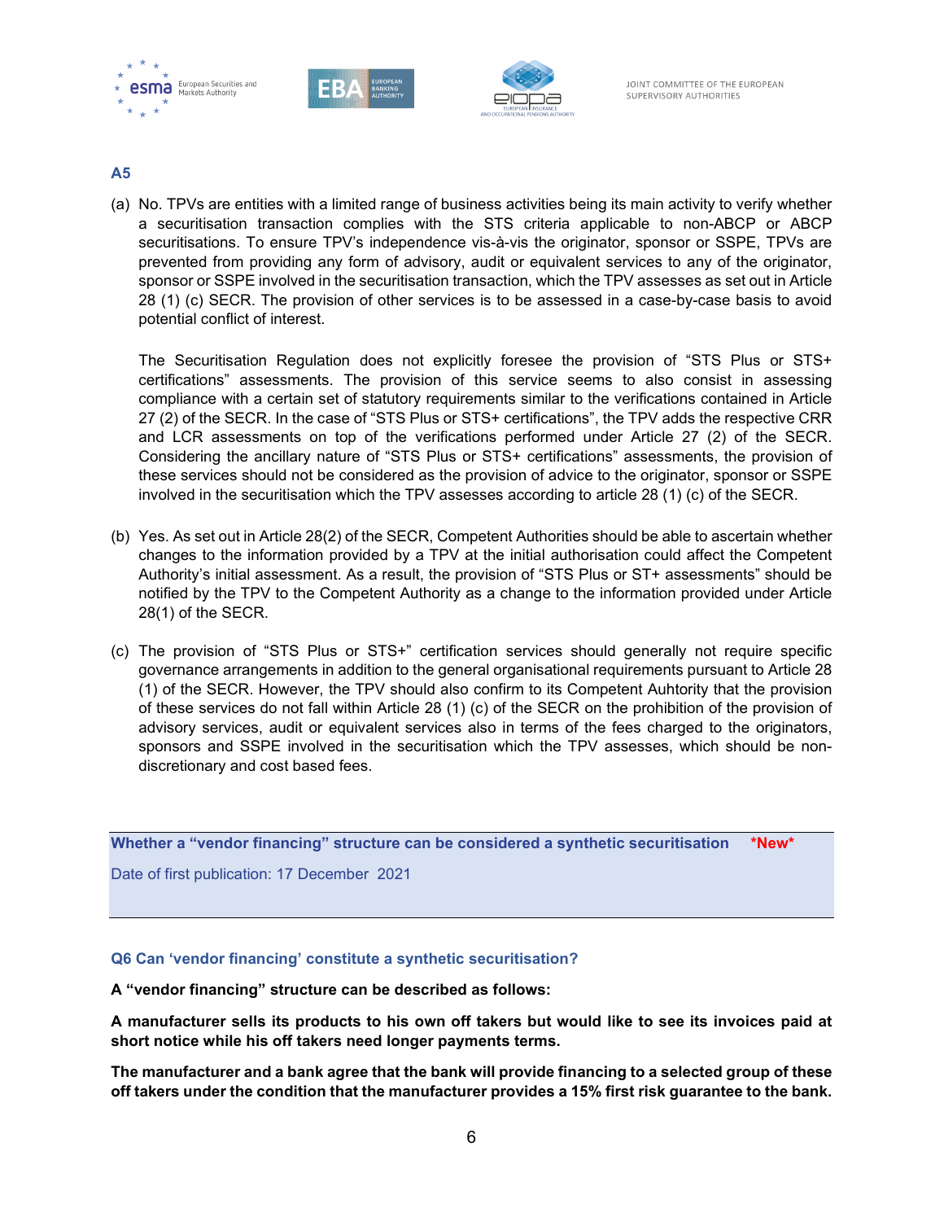**A5**

(a) No. TPVs are entities with a limited range of business activities being its main activity to verify whether a securitisation transaction complies with the STS criteria applicable to non-ABCP or ABCP securitisations. To ensure TPV's independence vis-à-vis the originator, sponsor or SSPE, TPVs are prevented from providing any form of advisory, audit or equivalent services to any of the originator, sponsor or SSPE involved in the securitisation transaction, which the TPV assesses as set out in Article 28 (1) (c) SECR. The provision of other services is to be assessed in a case-by-case basis to avoid potential conflict of interest.

The Securitisation Regulation does not explicitly foresee the provision of "STS Plus or STS+ certifications" assessments. The provision of this service seems to also consist in assessing compliance with a certain set of statutory requirements similar to the verifications contained in Article 27 (2) of the SECR. In the case of "STS Plus or STS+ certifications", the TPV adds the respective CRR and LCR assessments on top of the verifications performed under Article 27 (2) of the SECR. Considering the ancillary nature of "STS Plus or STS+ certifications" assessments, the provision of these services should not be considered as the provision of advice to the originator, sponsor or SSPE involved in the securitisation which the TPV assesses according to article 28 (1) (c) of the SECR.

(b) Yes. As set out in Article 28(2) of the SECR, Competent Authorities should be able to ascertain whether changes to the information provided by a TPV at the initial authorisation could affect the Competent Authority's initial assessment. As a result, the provision of "STS Plus or ST+ assessments" should be notified by the TPV to the Competent Authority as a change to the information provided under Article 28(1) of the SECR.

(c) The provision of "STS Plus or STS+" certification services should generally not require specific governance arrangements in addition to the general organisational requirements pursuant to Article 28 (1) of the SECR. However, the TPV should also confirm to its Competent Auhtority that the provision of these services do not fall within Article 28 (1) (c) of the SECR on the prohibition of the provision of advisory services, audit or equivalent services also in terms of the fees charged to the originators, sponsors and SSPE involved in the securitisation which the TPV assesses, which should be non-discretionary and cost based fees.

## Whether a "vendor financing" structure can be considered a synthetic securitisation *New*

Date of first publication: 17 December 2021

### Q6 Can 'vendor financing' constitute a synthetic securitisation?

**A "vendor financing" structure can be described as follows:**

**A manufacturer sells its products to his own off takers but would like to see its invoices paid at short notice while his off takers need longer payments terms.**

**The manufacturer and a bank agree that the bank will provide financing to a selected group of these off takers under the condition that the manufacturer provides a 15% first risk guarantee to the bank.**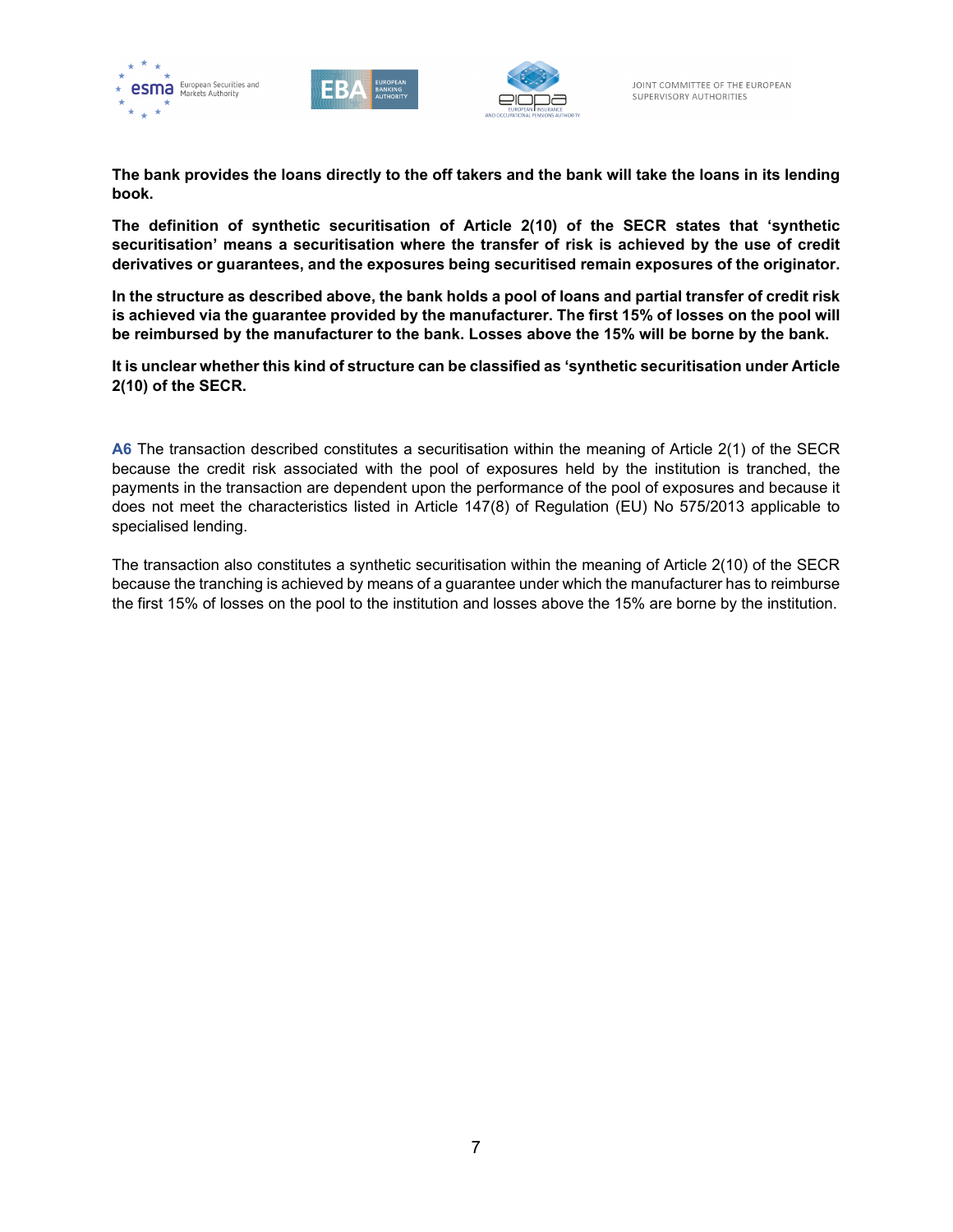**The bank provides the loans directly to the off takers and the bank will take the loans in its lending book.**

**The definition of synthetic securitisation of Article 2(10) of the SECR states that 'synthetic securitisation' means a securitisation where the transfer of risk is achieved by the use of credit derivatives or guarantees, and the exposures being securitised remain exposures of the originator.**

**In the structure as described above, the bank holds a pool of loans and partial transfer of credit risk is achieved via the guarantee provided by the manufacturer. The first 15% of losses on the pool will be reimbursed by the manufacturer to the bank. Losses above the 15% will be borne by the bank.**

**It is unclear whether this kind of structure can be classified as 'synthetic securitisation under Article 2(10) of the SECR.**

**A6** The transaction described constitutes a securitisation within the meaning of Article 2(1) of the SECR because the credit risk associated with the pool of exposures held by the institution is tranched, the payments in the transaction are dependent upon the performance of the pool of exposures and because it does not meet the characteristics listed in Article 147(8) of Regulation (EU) No 575/2013 applicable to specialised lending.

The transaction also constitutes a synthetic securitisation within the meaning of Article 2(10) of the SECR because the tranching is achieved by means of a guarantee under which the manufacturer has to reimburse the first 15% of losses on the pool to the institution and losses above the 15% are borne by the institution.